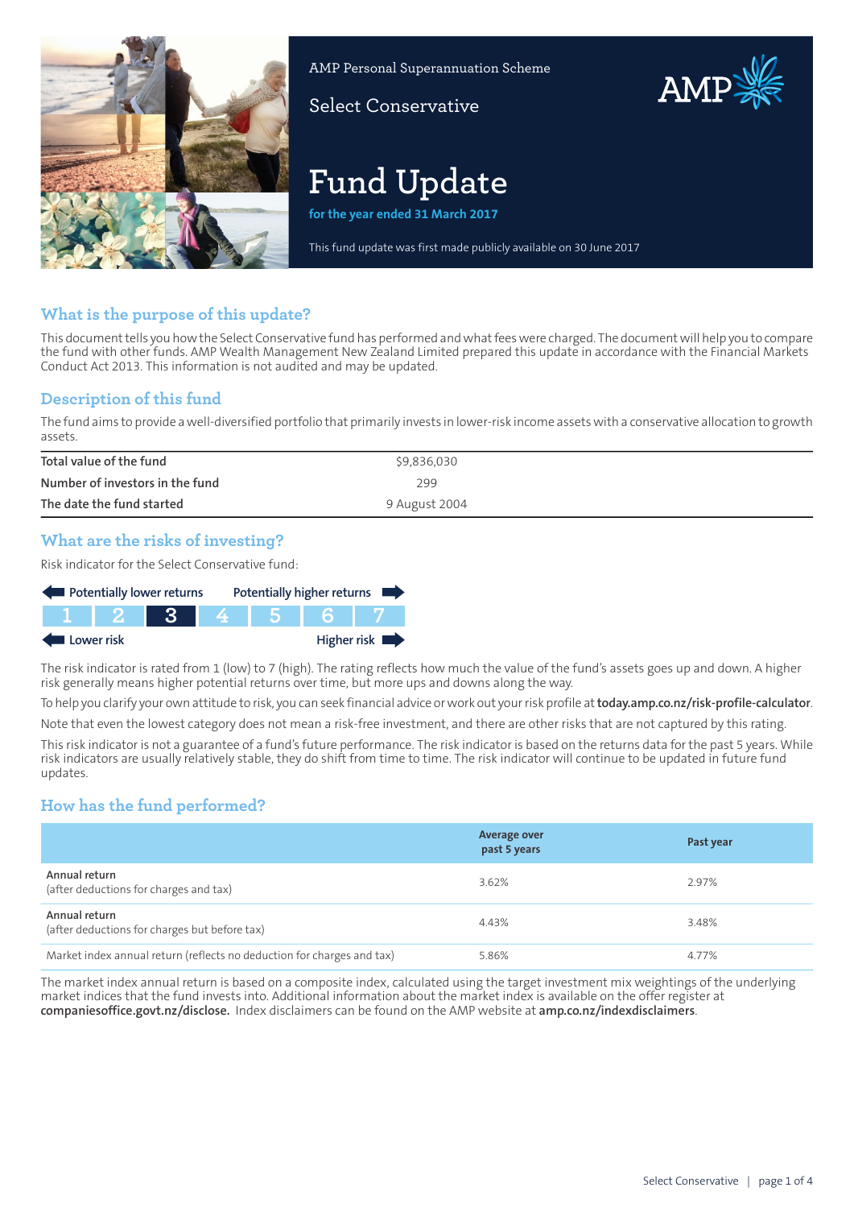AMP Personal Superannuation Scheme

Select Conservative

# Fund Update

**for the year ended 31 March 2017**

This fund update was first made publicly available on 30 June 2017

## What is the purpose of this update?

This document tells you how the Select Conservative fund has performed and what fees were charged. The document will help you to compare the fund with other funds. AMP Wealth Management New Zealand Limited prepared this update in accordance with the Financial Markets Conduct Act 2013. This information is not audited and may be updated.

## Description of this fund

The fund aims to provide a well-diversified portfolio that primarily invests in lower-risk income assets with a conservative allocation to growth assets.

| | |
|---|---|
| Total value of the fund | $9,836,030 |
| Number of investors in the fund | 299 |
| The date the fund started | 9 August 2004 |

## What are the risks of investing?

Risk indicator for the Select Conservative fund:

Potentially lower returns — Potentially higher returns

| 1 | 2 | **3** | 4 | 5 | 6 | 7 |
|---|---|---|---|---|---|---|

Lower risk — Higher risk

The risk indicator is rated from 1 (low) to 7 (high). The rating reflects how much the value of the fund's assets goes up and down. A higher risk generally means higher potential returns over time, but more ups and downs along the way.

To help you clarify your own attitude to risk, you can seek financial advice or work out your risk profile at **today.amp.co.nz/risk-profile-calculator**.

Note that even the lowest category does not mean a risk-free investment, and there are other risks that are not captured by this rating.

This risk indicator is not a guarantee of a fund's future performance. The risk indicator is based on the returns data for the past 5 years. While risk indicators are usually relatively stable, they do shift from time to time. The risk indicator will continue to be updated in future fund updates.

## How has the fund performed?

| | Average over past 5 years | Past year |
|---|---|---|
| Annual return (after deductions for charges and tax) | 3.62% | 2.97% |
| Annual return (after deductions for charges but before tax) | 4.43% | 3.48% |
| Market index annual return (reflects no deduction for charges and tax) | 5.86% | 4.77% |

The market index annual return is based on a composite index, calculated using the target investment mix weightings of the underlying market indices that the fund invests into. Additional information about the market index is available on the offer register at **companiesoffice.govt.nz/disclose.** Index disclaimers can be found on the AMP website at **amp.co.nz/indexdisclaimers**.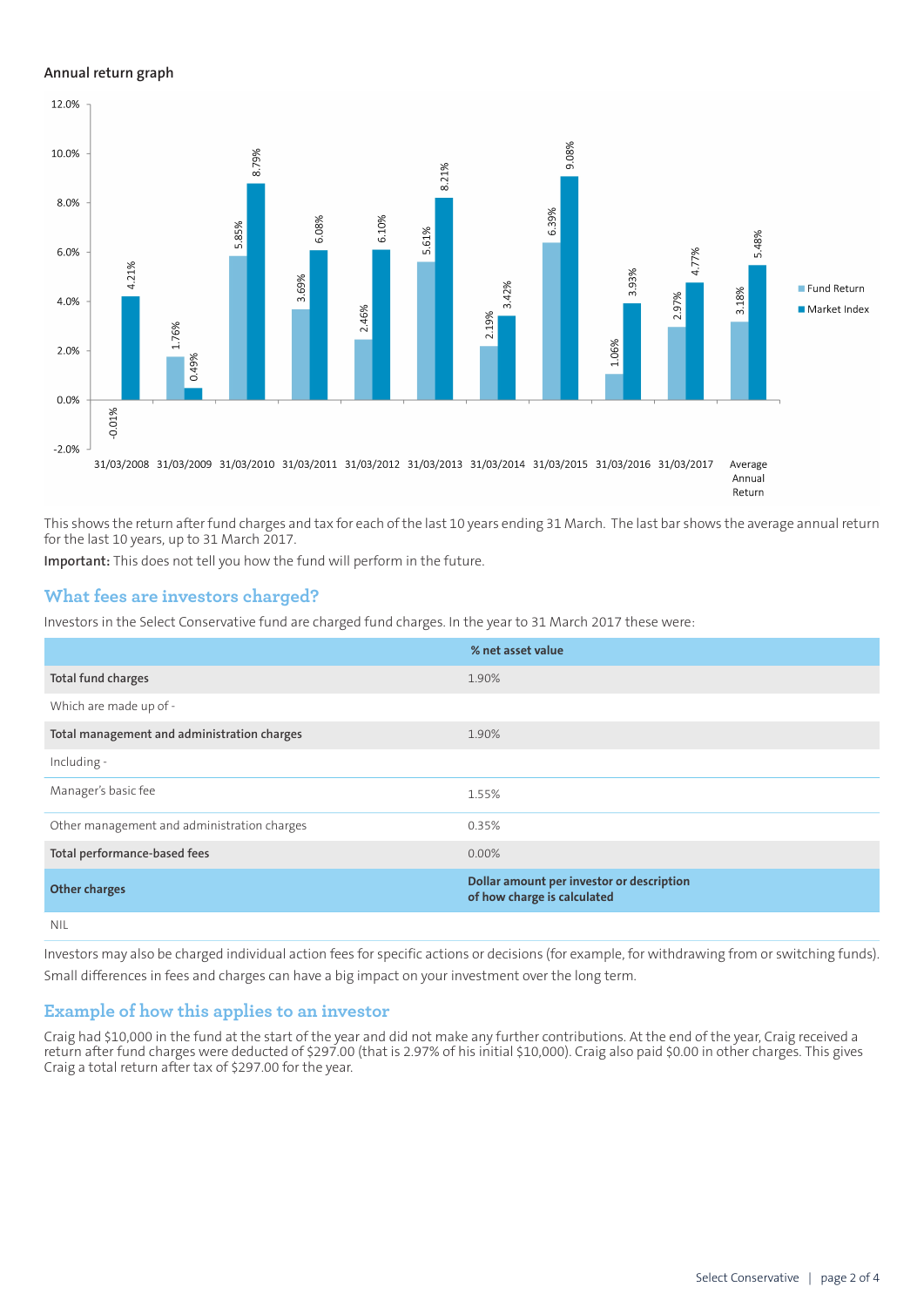### Annual return graph

| Year | Fund Return | Market Index |
|---|---|---|
| 31/03/2008 | -0.01% | 4.21% |
| 31/03/2009 | 1.76% | 0.49% |
| 31/03/2010 | 5.85% | 8.79% |
| 31/03/2011 | 3.69% | 6.08% |
| 31/03/2012 | 2.46% | 6.10% |
| 31/03/2013 | 5.61% | 8.21% |
| 31/03/2014 | 2.19% | 3.42% |
| 31/03/2015 | 6.39% | 9.08% |
| 31/03/2016 | 1.06% | 3.93% |
| 31/03/2017 | 2.97% | 4.77% |
| Average Annual Return | 3.18% | 5.48% |

This shows the return after fund charges and tax for each of the last 10 years ending 31 March. The last bar shows the average annual return for the last 10 years, up to 31 March 2017.

**Important:** This does not tell you how the fund will perform in the future.

## What fees are investors charged?

Investors in the Select Conservative fund are charged fund charges. In the year to 31 March 2017 these were:

| | % net asset value |
|---|---|
| **Total fund charges** | 1.90% |
| Which are made up of - | |
| **Total management and administration charges** | 1.90% |
| Including - | |
| Manager's basic fee | 1.55% |
| Other management and administration charges | 0.35% |
| **Total performance-based fees** | 0.00% |
| **Other charges** | **Dollar amount per investor or description of how charge is calculated** |
| NIL | |

Investors may also be charged individual action fees for specific actions or decisions (for example, for withdrawing from or switching funds). Small differences in fees and charges can have a big impact on your investment over the long term.

## Example of how this applies to an investor

Craig had $10,000 in the fund at the start of the year and did not make any further contributions. At the end of the year, Craig received a return after fund charges were deducted of $297.00 (that is 2.97% of his initial $10,000). Craig also paid $0.00 in other charges. This gives Craig a total return after tax of $297.00 for the year.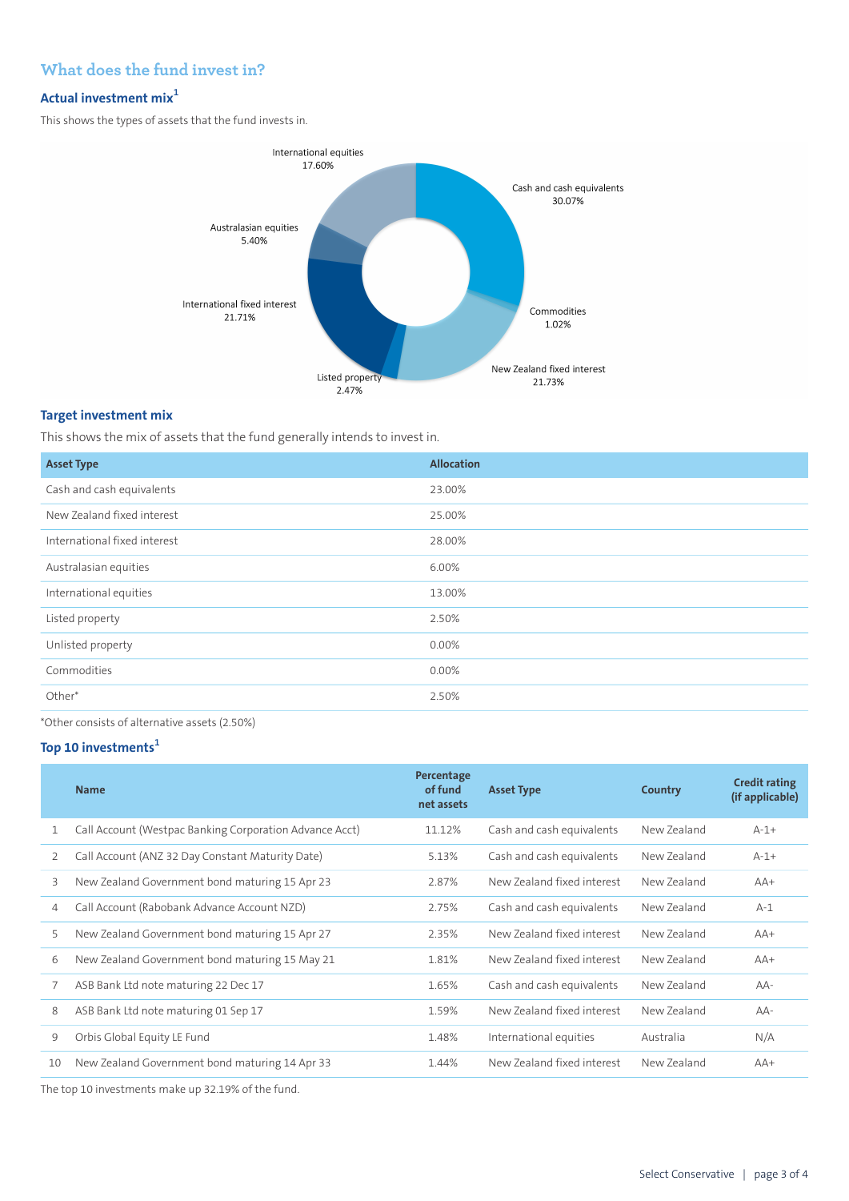## What does the fund invest in?

### Actual investment mix[1]

This shows the types of assets that the fund invests in.

International equities 17.60%
Cash and cash equivalents 30.07%
Australasian equities 5.40%
Commodities 1.02%
International fixed interest 21.71%
New Zealand fixed interest 21.73%
Listed property 2.47%

### Target investment mix

This shows the mix of assets that the fund generally intends to invest in.

| Asset Type | Allocation |
|---|---|
| Cash and cash equivalents | 23.00% |
| New Zealand fixed interest | 25.00% |
| International fixed interest | 28.00% |
| Australasian equities | 6.00% |
| International equities | 13.00% |
| Listed property | 2.50% |
| Unlisted property | 0.00% |
| Commodities | 0.00% |
| Other* | 2.50% |

*Other consists of alternative assets (2.50%)

### Top 10 investments[1]

| | Name | Percentage of fund net assets | Asset Type | Country | Credit rating (if applicable) |
|---|---|---|---|---|---|
| 1 | Call Account (Westpac Banking Corporation Advance Acct) | 11.12% | Cash and cash equivalents | New Zealand | A-1+ |
| 2 | Call Account (ANZ 32 Day Constant Maturity Date) | 5.13% | Cash and cash equivalents | New Zealand | A-1+ |
| 3 | New Zealand Government bond maturing 15 Apr 23 | 2.87% | New Zealand fixed interest | New Zealand | AA+ |
| 4 | Call Account (Rabobank Advance Account NZD) | 2.75% | Cash and cash equivalents | New Zealand | A-1 |
| 5 | New Zealand Government bond maturing 15 Apr 27 | 2.35% | New Zealand fixed interest | New Zealand | AA+ |
| 6 | New Zealand Government bond maturing 15 May 21 | 1.81% | New Zealand fixed interest | New Zealand | AA+ |
| 7 | ASB Bank Ltd note maturing 22 Dec 17 | 1.65% | Cash and cash equivalents | New Zealand | AA- |
| 8 | ASB Bank Ltd note maturing 01 Sep 17 | 1.59% | New Zealand fixed interest | New Zealand | AA- |
| 9 | Orbis Global Equity LE Fund | 1.48% | International equities | Australia | N/A |
| 10 | New Zealand Government bond maturing 14 Apr 33 | 1.44% | New Zealand fixed interest | New Zealand | AA+ |

The top 10 investments make up 32.19% of the fund.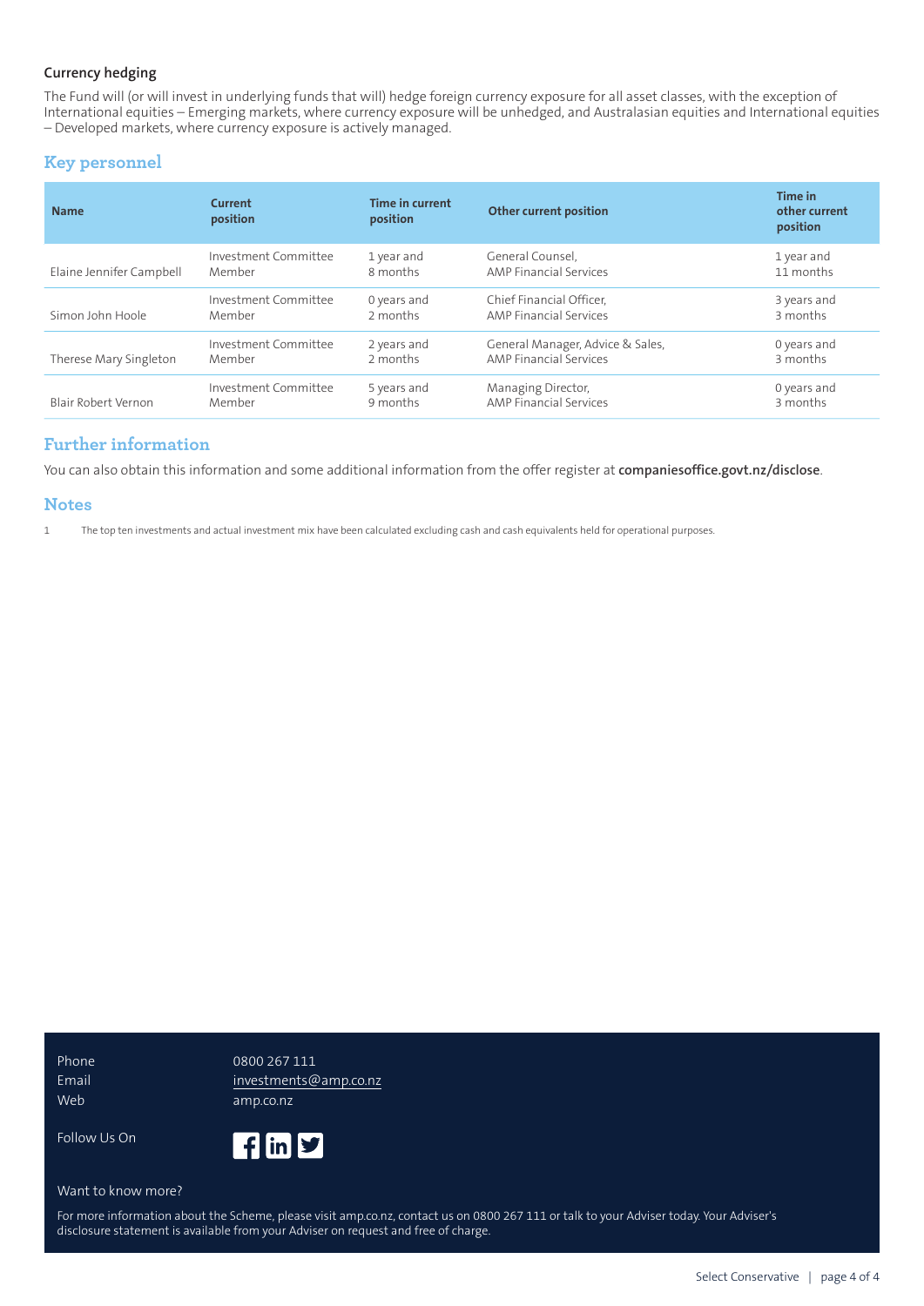### Currency hedging

The Fund will (or will invest in underlying funds that will) hedge foreign currency exposure for all asset classes, with the exception of International equities – Emerging markets, where currency exposure will be unhedged, and Australasian equities and International equities – Developed markets, where currency exposure is actively managed.

## Key personnel

| Name | Current position | Time in current position | Other current position | Time in other current position |
|---|---|---|---|---|
| Elaine Jennifer Campbell | Investment Committee Member | 1 year and 8 months | General Counsel, AMP Financial Services | 1 year and 11 months |
| Simon John Hoole | Investment Committee Member | 0 years and 2 months | Chief Financial Officer, AMP Financial Services | 3 years and 3 months |
| Therese Mary Singleton | Investment Committee Member | 2 years and 2 months | General Manager, Advice & Sales, AMP Financial Services | 0 years and 3 months |
| Blair Robert Vernon | Investment Committee Member | 5 years and 9 months | Managing Director, AMP Financial Services | 0 years and 3 months |

## Further information

You can also obtain this information and some additional information from the offer register at **companiesoffice.govt.nz/disclose**.

## Notes

1 The top ten investments and actual investment mix have been calculated excluding cash and cash equivalents held for operational purposes.

Phone 0800 267 111

Email investments@amp.co.nz

Web amp.co.nz

Follow Us On

Want to know more?

For more information about the Scheme, please visit amp.co.nz, contact us on 0800 267 111 or talk to your Adviser today. Your Adviser's disclosure statement is available from your Adviser on request and free of charge.